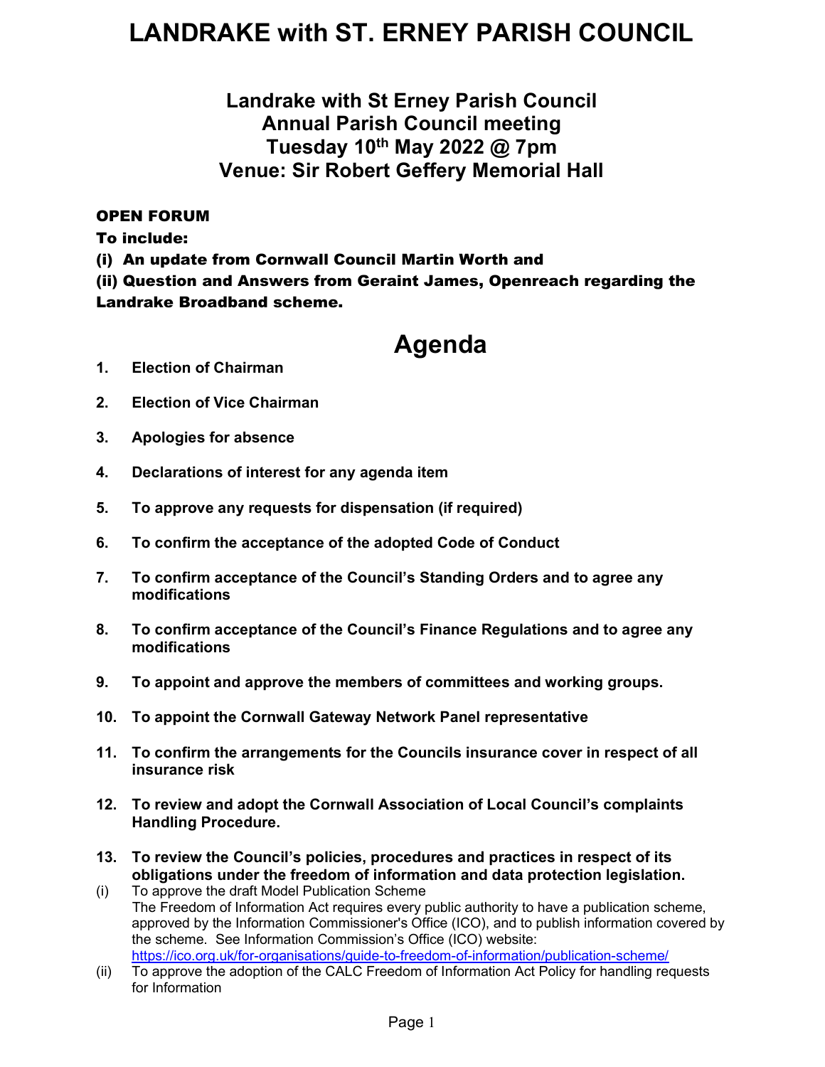# LANDRAKE with ST. ERNEY PARISH COUNCIL

## Landrake with St Erney Parish Council
## Annual Parish Council meeting
## Tuesday 10th May 2022 @ 7pm
## Venue: Sir Robert Geffery Memorial Hall

**OPEN FORUM**

**To include:**

**(i) An update from Cornwall Council Martin Worth and**

**(ii) Question and Answers from Geraint James, Openreach regarding the Landrake Broadband scheme.**

# Agenda

1. **Election of Chairman**

2. **Election of Vice Chairman**

3. **Apologies for absence**

4. **Declarations of interest for any agenda item**

5. **To approve any requests for dispensation (if required)**

6. **To confirm the acceptance of the adopted Code of Conduct**

7. **To confirm acceptance of the Council's Standing Orders and to agree any modifications**

8. **To confirm acceptance of the Council's Finance Regulations and to agree any modifications**

9. **To appoint and approve the members of committees and working groups.**

10. **To appoint the Cornwall Gateway Network Panel representative**

11. **To confirm the arrangements for the Councils insurance cover in respect of all insurance risk**

12. **To review and adopt the Cornwall Association of Local Council's complaints Handling Procedure.**

13. **To review the Council's policies, procedures and practices in respect of its obligations under the freedom of information and data protection legislation.**

(i) To approve the draft Model Publication Scheme
The Freedom of Information Act requires every public authority to have a publication scheme, approved by the Information Commissioner's Office (ICO), and to publish information covered by the scheme. See Information Commission's Office (ICO) website:
https://ico.org.uk/for-organisations/guide-to-freedom-of-information/publication-scheme/

(ii) To approve the adoption of the CALC Freedom of Information Act Policy for handling requests for Information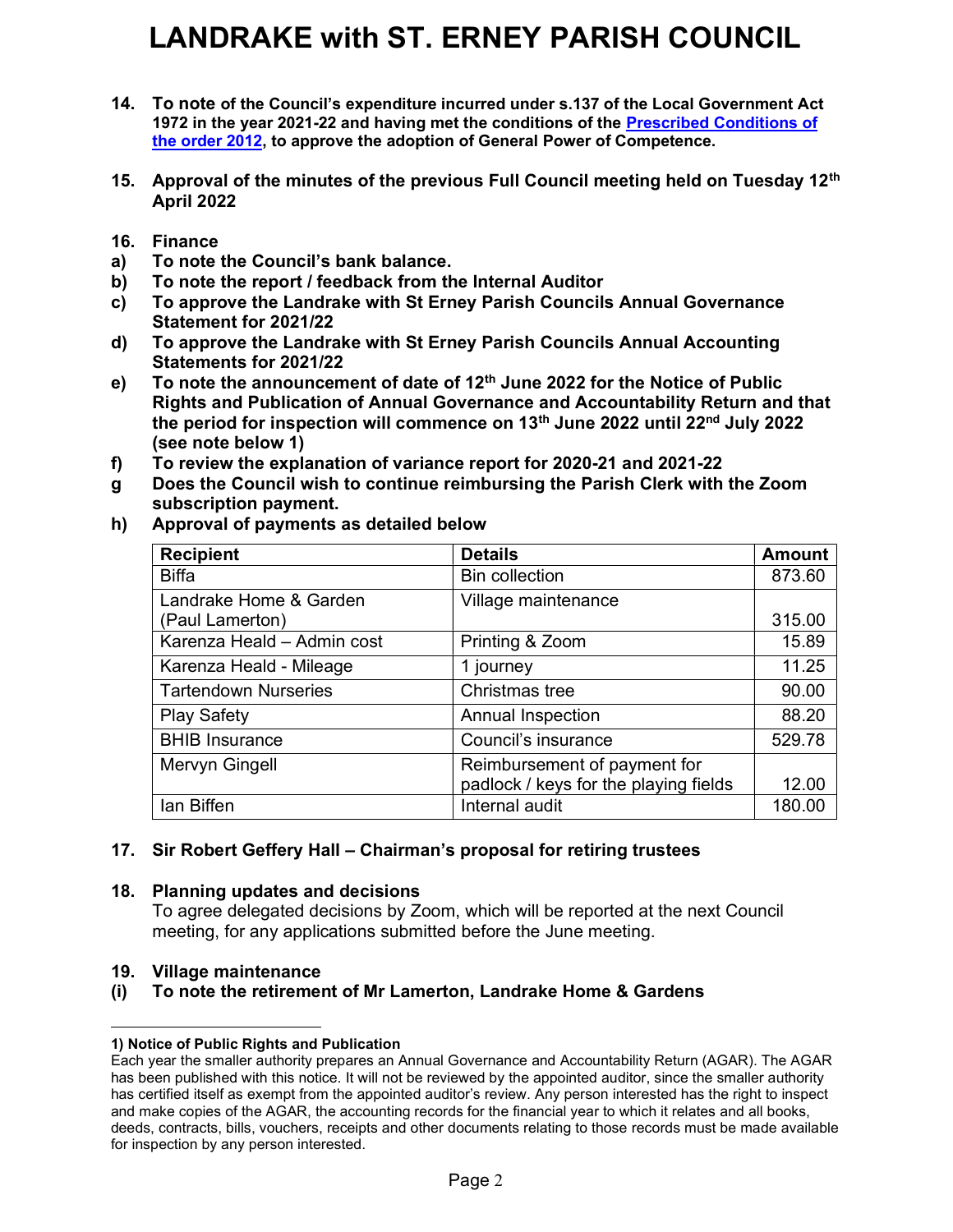# LANDRAKE with ST. ERNEY PARISH COUNCIL

**14. To note of the Council's expenditure incurred under s.137 of the Local Government Act 1972 in the year 2021-22 and having met the conditions of the Prescribed Conditions of the order 2012, to approve the adoption of General Power of Competence.**

**15. Approval of the minutes of the previous Full Council meeting held on Tuesday 12th April 2022**

**16. Finance**

**a) To note the Council's bank balance.**

**b) To note the report / feedback from the Internal Auditor**

**c) To approve the Landrake with St Erney Parish Councils Annual Governance Statement for 2021/22**

**d) To approve the Landrake with St Erney Parish Councils Annual Accounting Statements for 2021/22**

**e) To note the announcement of date of 12th June 2022 for the Notice of Public Rights and Publication of Annual Governance and Accountability Return and that the period for inspection will commence on 13th June 2022 until 22nd July 2022 (see note below 1)**

**f) To review the explanation of variance report for 2020-21 and 2021-22**

**g Does the Council wish to continue reimbursing the Parish Clerk with the Zoom subscription payment.**

**h) Approval of payments as detailed below**

| Recipient | Details | Amount |
|---|---|---|
| Biffa | Bin collection | 873.60 |
| Landrake Home & Garden (Paul Lamerton) | Village maintenance | 315.00 |
| Karenza Heald – Admin cost | Printing & Zoom | 15.89 |
| Karenza Heald - Mileage | 1 journey | 11.25 |
| Tartendown Nurseries | Christmas tree | 90.00 |
| Play Safety | Annual Inspection | 88.20 |
| BHIB Insurance | Council's insurance | 529.78 |
| Mervyn Gingell | Reimbursement of payment for padlock / keys for the playing fields | 12.00 |
| Ian Biffen | Internal audit | 180.00 |

**17. Sir Robert Geffery Hall – Chairman's proposal for retiring trustees**

**18. Planning updates and decisions**

To agree delegated decisions by Zoom, which will be reported at the next Council meeting, for any applications submitted before the June meeting.

**19. Village maintenance**

**(i) To note the retirement of Mr Lamerton, Landrake Home & Gardens**

---

**1) Notice of Public Rights and Publication**

Each year the smaller authority prepares an Annual Governance and Accountability Return (AGAR). The AGAR has been published with this notice. It will not be reviewed by the appointed auditor, since the smaller authority has certified itself as exempt from the appointed auditor's review. Any person interested has the right to inspect and make copies of the AGAR, the accounting records for the financial year to which it relates and all books, deeds, contracts, bills, vouchers, receipts and other documents relating to those records must be made available for inspection by any person interested.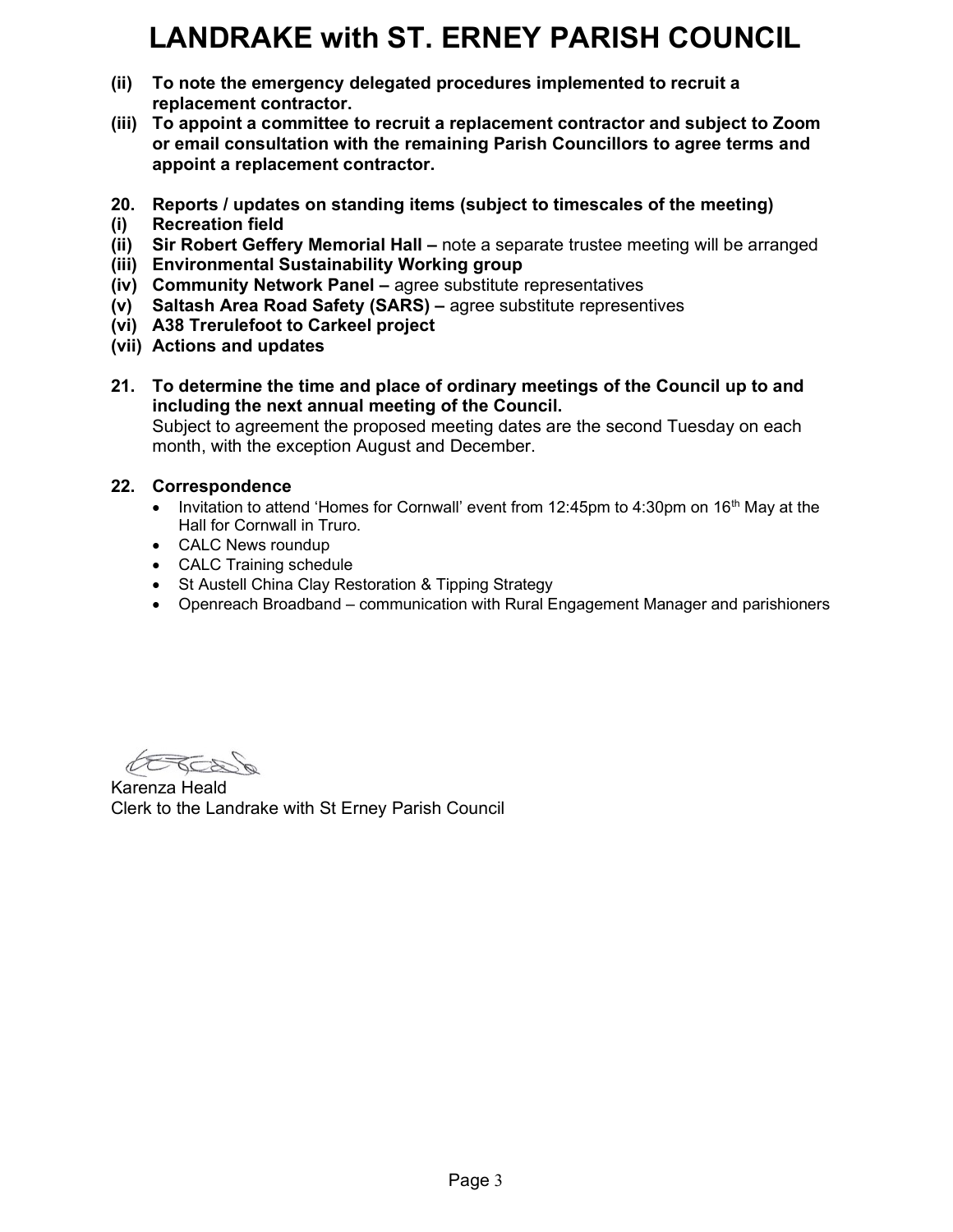**(ii) To note the emergency delegated procedures implemented to recruit a replacement contractor.**

**(iii) To appoint a committee to recruit a replacement contractor and subject to Zoom or email consultation with the remaining Parish Councillors to agree terms and appoint a replacement contractor.**

**20. Reports / updates on standing items (subject to timescales of the meeting)**

**(i) Recreation field**

**(ii) Sir Robert Geffery Memorial Hall –** note a separate trustee meeting will be arranged

**(iii) Environmental Sustainability Working group**

**(iv) Community Network Panel –** agree substitute representatives

**(v) Saltash Area Road Safety (SARS) –** agree substitute representives

**(vi) A38 Trerulefoot to Carkeel project**

**(vii) Actions and updates**

**21. To determine the time and place of ordinary meetings of the Council up to and including the next annual meeting of the Council.**

Subject to agreement the proposed meeting dates are the second Tuesday on each month, with the exception August and December.

**22. Correspondence**

- Invitation to attend 'Homes for Cornwall' event from 12:45pm to 4:30pm on 16th May at the Hall for Cornwall in Truro.
- CALC News roundup
- CALC Training schedule
- St Austell China Clay Restoration & Tipping Strategy
- Openreach Broadband – communication with Rural Engagement Manager and parishioners

Karenza Heald
Clerk to the Landrake with St Erney Parish Council